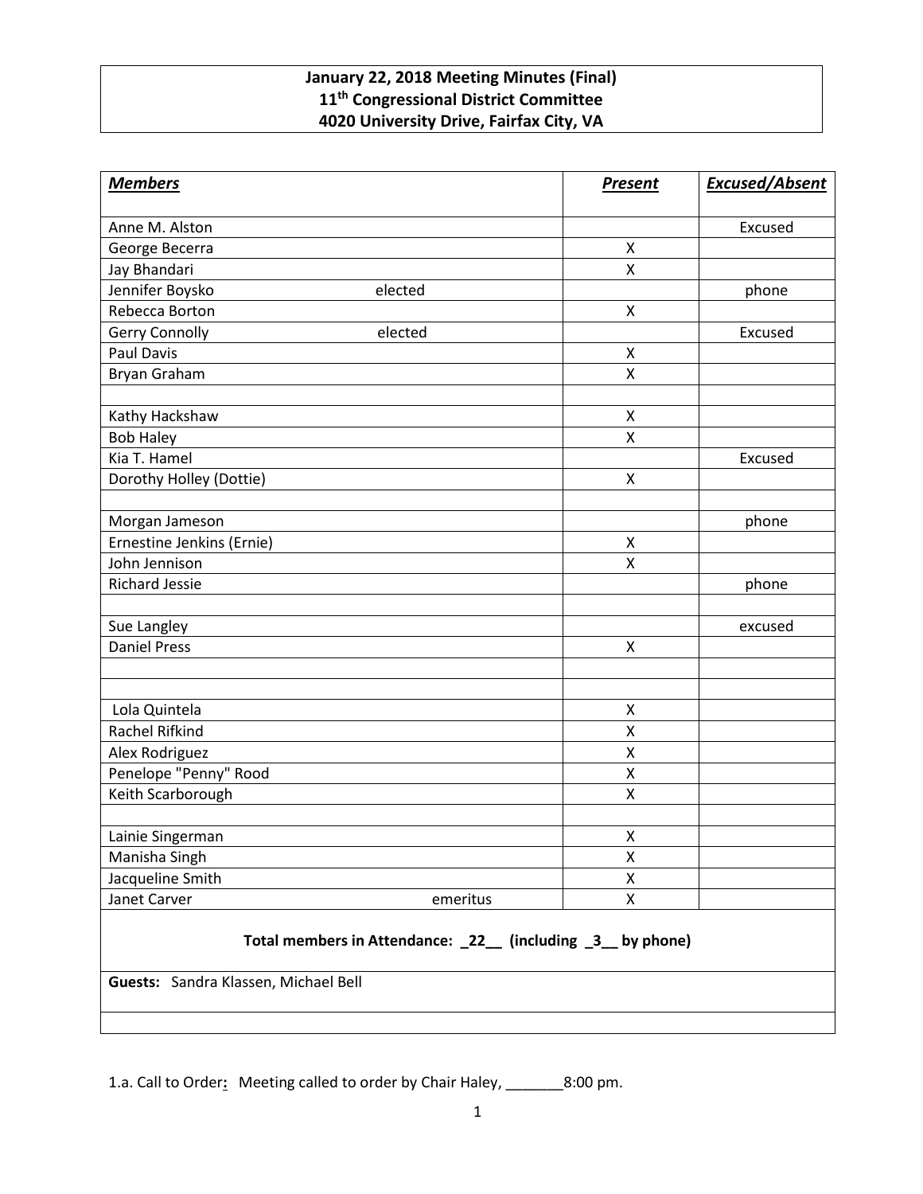**January 22, 2018 Meeting Minutes (Final)**
**11th Congressional District Committee**
**4020 University Drive, Fairfax City, VA**

| ***Members*** | ***Present*** | ***Excused/Absent*** |
|---|---|---|
| Anne M. Alston | | Excused |
| George Becerra | X | |
| Jay Bhandari | X | |
| Jennifer Boysko elected | | phone |
| Rebecca Borton | X | |
| Gerry Connolly elected | | Excused |
| Paul Davis | X | |
| Bryan Graham | X | |
| | | |
| Kathy Hackshaw | X | |
| Bob Haley | X | |
| Kia T. Hamel | | Excused |
| Dorothy Holley (Dottie) | X | |
| | | |
| Morgan Jameson | | phone |
| Ernestine Jenkins (Ernie) | X | |
| John Jennison | X | |
| Richard Jessie | | phone |
| | | |
| Sue Langley | | excused |
| Daniel Press | X | |
| | | |
| | | |
| Lola Quintela | X | |
| Rachel Rifkind | X | |
| Alex Rodriguez | X | |
| Penelope "Penny" Rood | X | |
| Keith Scarborough | X | |
| | | |
| Lainie Singerman | X | |
| Manisha Singh | X | |
| Jacqueline Smith | X | |
| Janet Carver emeritus | X | |

**Total members in Attendance: _22__ (including _3__ by phone)**

**Guests:** Sandra Klassen, Michael Bell

1.a. Call to Order**:** Meeting called to order by Chair Haley, _______8:00 pm.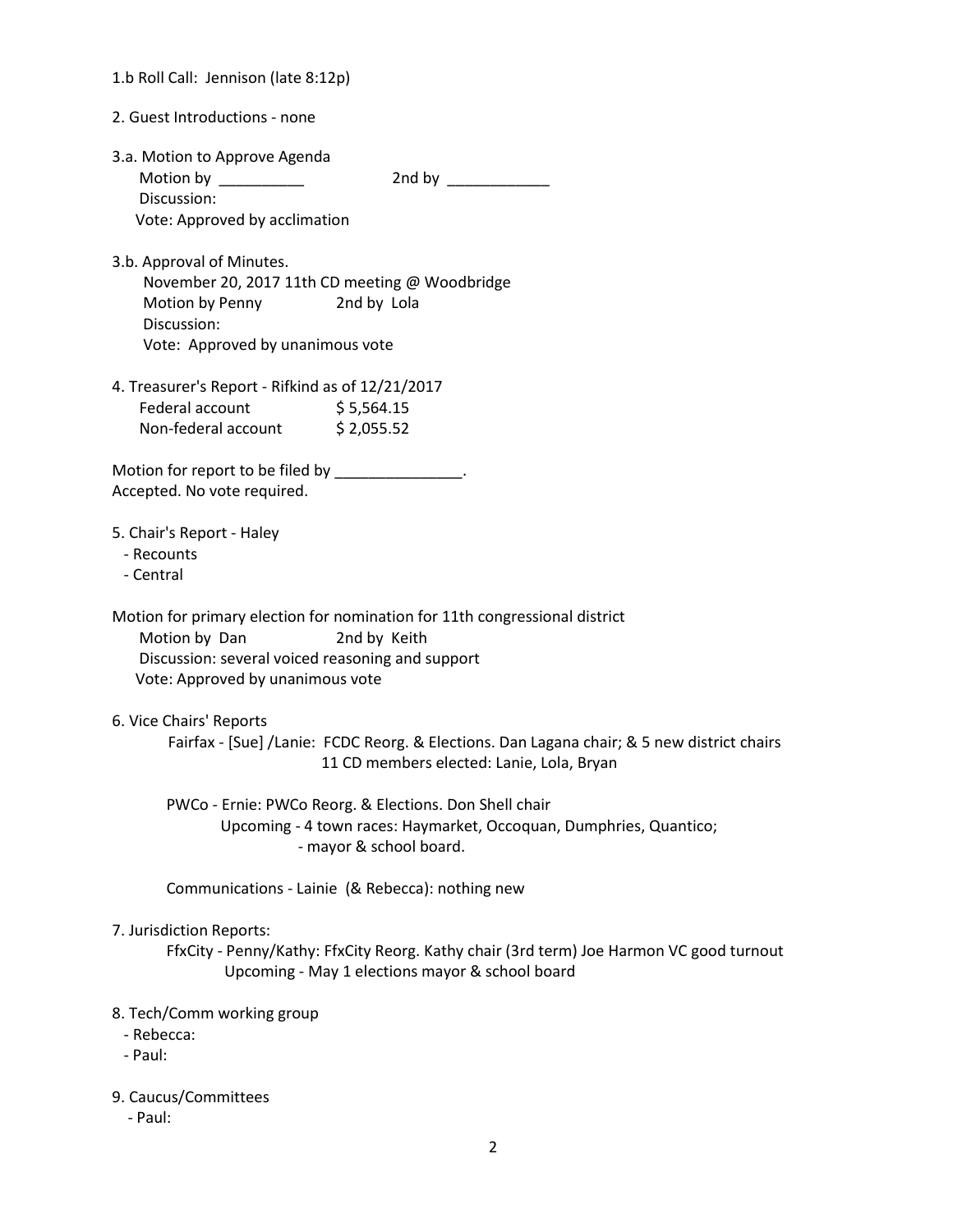1.b Roll Call: Jennison (late 8:12p)

2. Guest Introductions - none

3.a. Motion to Approve Agenda
   Motion by __________          2nd by ____________
   Discussion:
   Vote: Approved by acclimation

3.b. Approval of Minutes.
   November 20, 2017 11th CD meeting @ Woodbridge
   Motion by Penny          2nd by Lola
   Discussion:
   Vote: Approved by unanimous vote

4. Treasurer's Report - Rifkind as of 12/21/2017

| | |
|---|---|
| Federal account | $ 5,564.15 |
| Non-federal account | $ 2,055.52 |

Motion for report to be filed by _______________.
Accepted. No vote required.

5. Chair's Report - Haley
   - Recounts
   - Central

Motion for primary election for nomination for 11th congressional district
   Motion by Dan          2nd by Keith
   Discussion: several voiced reasoning and support
   Vote: Approved by unanimous vote

6. Vice Chairs' Reports
   Fairfax - [Sue] /Lanie: FCDC Reorg. & Elections. Dan Lagana chair; & 5 new district chairs
   11 CD members elected: Lanie, Lola, Bryan

   PWCo - Ernie: PWCo Reorg. & Elections. Don Shell chair
   Upcoming - 4 town races: Haymarket, Occoquan, Dumphries, Quantico;
   - mayor & school board.

   Communications - Lainie (& Rebecca): nothing new

7. Jurisdiction Reports:
   FfxCity - Penny/Kathy: FfxCity Reorg. Kathy chair (3rd term) Joe Harmon VC good turnout
   Upcoming - May 1 elections mayor & school board

8. Tech/Comm working group
   - Rebecca:
   - Paul:

9. Caucus/Committees
   - Paul: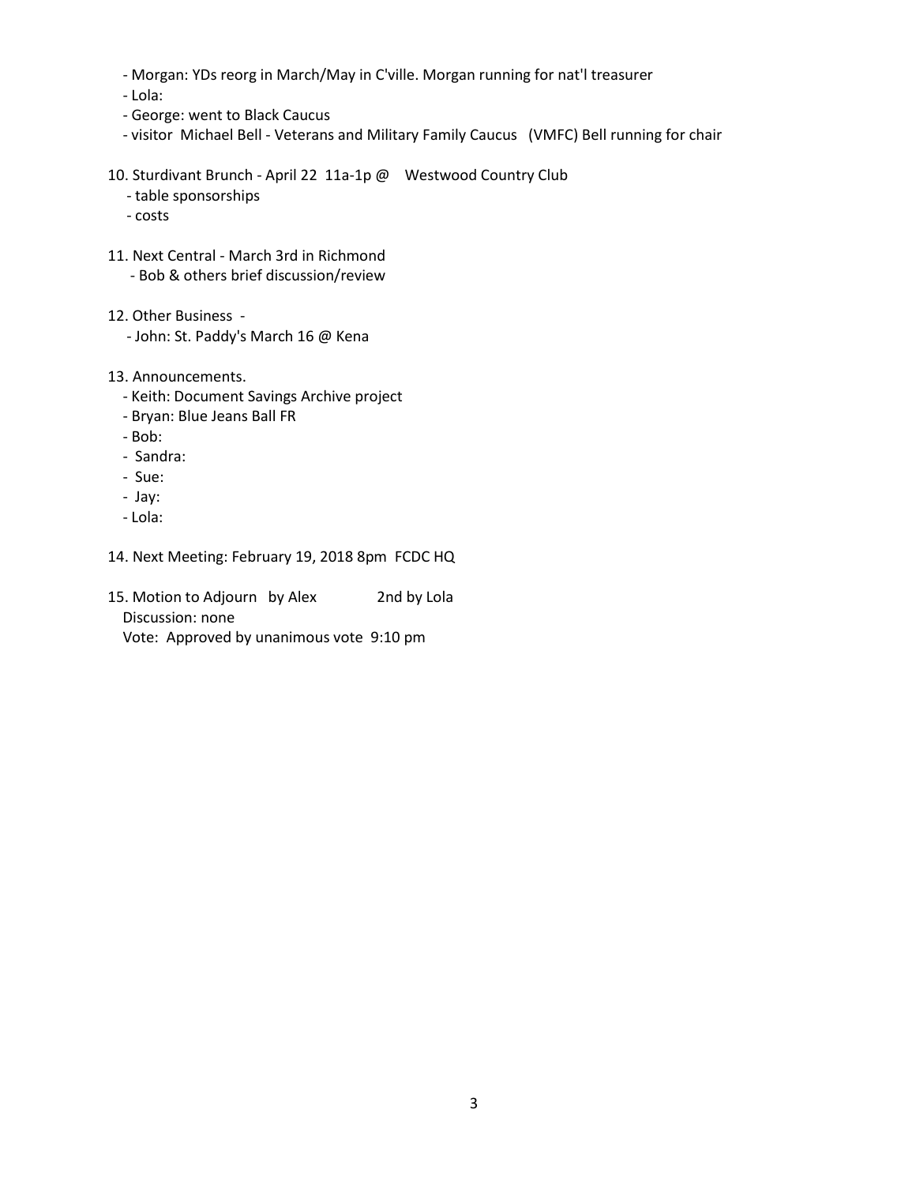- Morgan: YDs reorg in March/May in C'ville. Morgan running for nat'l treasurer
- Lola:
- George: went to Black Caucus
- visitor Michael Bell - Veterans and Military Family Caucus (VMFC) Bell running for chair

10. Sturdivant Brunch - April 22 11a-1p @ Westwood Country Club
    - table sponsorships
    - costs

11. Next Central - March 3rd in Richmond
    - Bob & others brief discussion/review

12. Other Business -
    - John: St. Paddy's March 16 @ Kena

13. Announcements.
    - Keith: Document Savings Archive project
    - Bryan: Blue Jeans Ball FR
    - Bob:
    - Sandra:
    - Sue:
    - Jay:
    - Lola:

14. Next Meeting: February 19, 2018 8pm FCDC HQ

15. Motion to Adjourn by Alex 2nd by Lola
    Discussion: none
    Vote: Approved by unanimous vote 9:10 pm